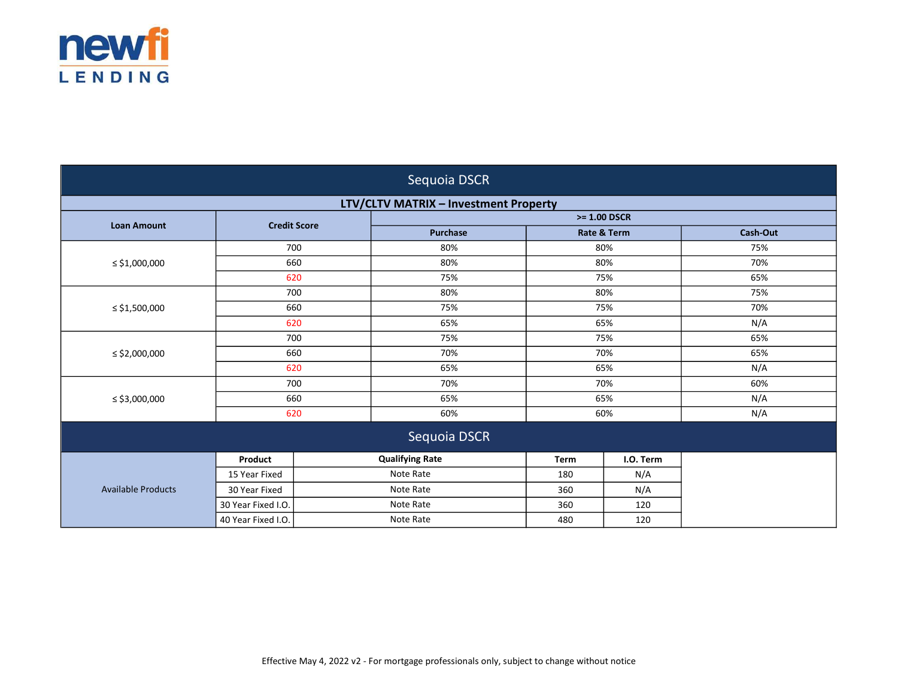newfi LENDING

# Sequoia DSCR

## LTV/CLTV MATRIX – Investment Property

| Loan Amount | Credit Score | >= 1.00 DSCR | | |
|---|---|---|---|---|
| | | Purchase | Rate & Term | Cash-Out |
| ≤ $1,000,000 | 700 | 80% | 80% | 75% |
| | 660 | 80% | 80% | 70% |
| | 620 | 75% | 75% | 65% |
| ≤ $1,500,000 | 700 | 80% | 80% | 75% |
| | 660 | 75% | 75% | 70% |
| | 620 | 65% | 65% | N/A |
| ≤ $2,000,000 | 700 | 75% | 75% | 65% |
| | 660 | 70% | 70% | 65% |
| | 620 | 65% | 65% | N/A |
| ≤ $3,000,000 | 700 | 70% | 70% | 60% |
| | 660 | 65% | 65% | N/A |
| | 620 | 60% | 60% | N/A |

# Sequoia DSCR

| | Product | Qualifying Rate | Term | I.O. Term |
|---|---|---|---|---|
| Available Products | 15 Year Fixed | Note Rate | 180 | N/A |
| | 30 Year Fixed | Note Rate | 360 | N/A |
| | 30 Year Fixed I.O. | Note Rate | 360 | 120 |
| | 40 Year Fixed I.O. | Note Rate | 480 | 120 |

Effective May 4, 2022 v2 - For mortgage professionals only, subject to change without notice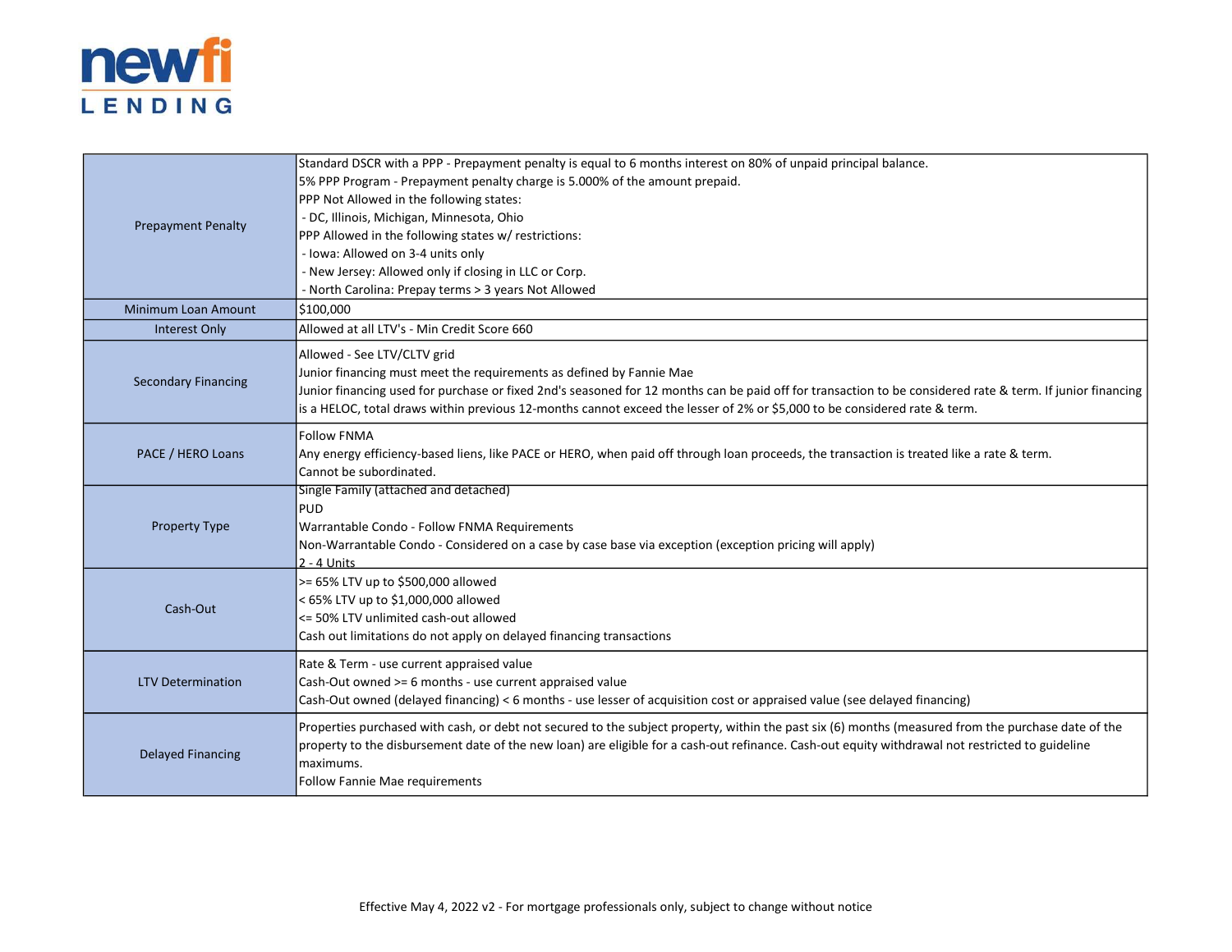| | |
|---|---|
| Prepayment Penalty | Standard DSCR with a PPP - Prepayment penalty is equal to 6 months interest on 80% of unpaid principal balance.<br>5% PPP Program - Prepayment penalty charge is 5.000% of the amount prepaid.<br>PPP Not Allowed in the following states:<br> - DC, Illinois, Michigan, Minnesota, Ohio<br>PPP Allowed in the following states w/ restrictions:<br> - Iowa: Allowed on 3-4 units only<br> - New Jersey: Allowed only if closing in LLC or Corp.<br> - North Carolina: Prepay terms > 3 years Not Allowed |
| Minimum Loan Amount | $100,000 |
| Interest Only | Allowed at all LTV's - Min Credit Score 660 |
| Secondary Financing | Allowed - See LTV/CLTV grid<br>Junior financing must meet the requirements as defined by Fannie Mae<br>Junior financing used for purchase or fixed 2nd's seasoned for 12 months can be paid off for transaction to be considered rate & term. If junior financing is a HELOC, total draws within previous 12-months cannot exceed the lesser of 2% or $5,000 to be considered rate & term. |
| PACE / HERO Loans | Follow FNMA<br>Any energy efficiency-based liens, like PACE or HERO, when paid off through loan proceeds, the transaction is treated like a rate & term.<br>Cannot be subordinated. |
| Property Type | Single Family (attached and detached)<br>PUD<br>Warrantable Condo - Follow FNMA Requirements<br>Non-Warrantable Condo - Considered on a case by case base via exception (exception pricing will apply)<br>2 - 4 Units |
| Cash-Out | >= 65% LTV up to $500,000 allowed<br>< 65% LTV up to $1,000,000 allowed<br><= 50% LTV unlimited cash-out allowed<br>Cash out limitations do not apply on delayed financing transactions |
| LTV Determination | Rate & Term - use current appraised value<br>Cash-Out owned >= 6 months - use current appraised value<br>Cash-Out owned (delayed financing) < 6 months - use lesser of acquisition cost or appraised value (see delayed financing) |
| Delayed Financing | Properties purchased with cash, or debt not secured to the subject property, within the past six (6) months (measured from the purchase date of the property to the disbursement date of the new loan) are eligible for a cash-out refinance. Cash-out equity withdrawal not restricted to guideline maximums.<br>Follow Fannie Mae requirements |

Effective May 4, 2022 v2 - For mortgage professionals only, subject to change without notice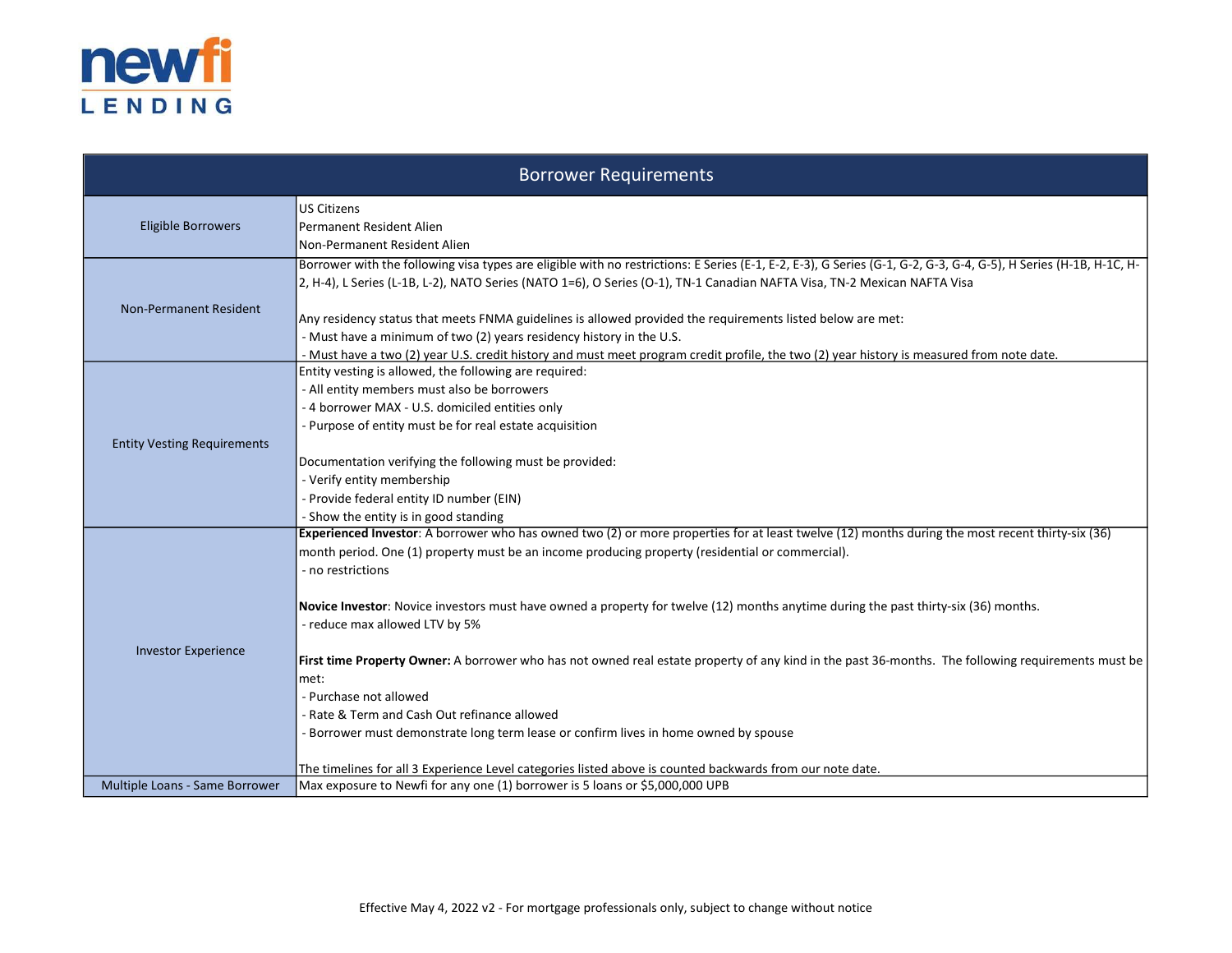| Borrower Requirements | |
|---|---|
| Eligible Borrowers | US Citizens<br>Permanent Resident Alien<br>Non-Permanent Resident Alien |
| Non-Permanent Resident | Borrower with the following visa types are eligible with no restrictions: E Series (E-1, E-2, E-3), G Series (G-1, G-2, G-3, G-4, G-5), H Series (H-1B, H-1C, H-2, H-4), L Series (L-1B, L-2), NATO Series (NATO 1=6), O Series (O-1), TN-1 Canadian NAFTA Visa, TN-2 Mexican NAFTA Visa<br><br>Any residency status that meets FNMA guidelines is allowed provided the requirements listed below are met:<br>- Must have a minimum of two (2) years residency history in the U.S.<br>- Must have a two (2) year U.S. credit history and must meet program credit profile, the two (2) year history is measured from note date. |
| Entity Vesting Requirements | Entity vesting is allowed, the following are required:<br>- All entity members must also be borrowers<br>- 4 borrower MAX - U.S. domiciled entities only<br>- Purpose of entity must be for real estate acquisition<br><br>Documentation verifying the following must be provided:<br>- Verify entity membership<br>- Provide federal entity ID number (EIN)<br>- Show the entity is in good standing |
| Investor Experience | **Experienced Investor**: A borrower who has owned two (2) or more properties for at least twelve (12) months during the most recent thirty-six (36) month period. One (1) property must be an income producing property (residential or commercial).<br>- no restrictions<br><br>**Novice Investor**: Novice investors must have owned a property for twelve (12) months anytime during the past thirty-six (36) months.<br>- reduce max allowed LTV by 5%<br><br>**First time Property Owner:** A borrower who has not owned real estate property of any kind in the past 36-months. The following requirements must be met:<br>- Purchase not allowed<br>- Rate & Term and Cash Out refinance allowed<br>- Borrower must demonstrate long term lease or confirm lives in home owned by spouse<br><br>The timelines for all 3 Experience Level categories listed above is counted backwards from our note date. |
| Multiple Loans - Same Borrower | Max exposure to Newfi for any one (1) borrower is 5 loans or $5,000,000 UPB |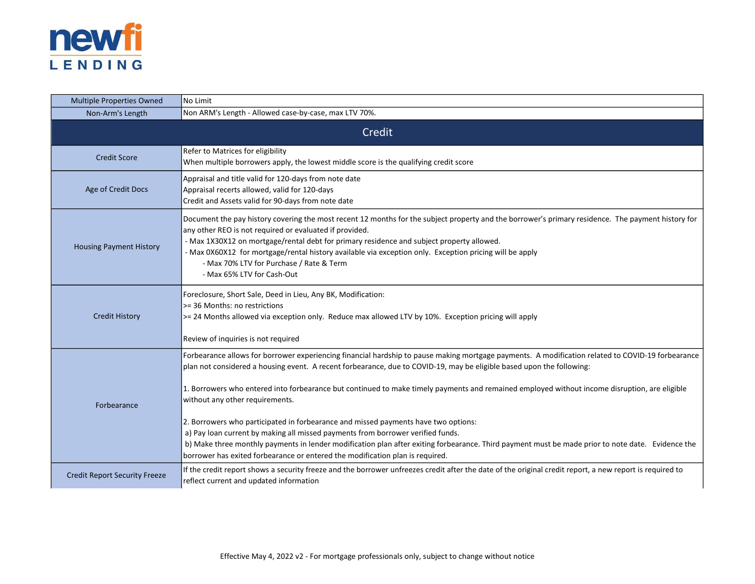| | |
|---|---|
| Multiple Properties Owned | No Limit |
| Non-Arm's Length | Non ARM's Length - Allowed case-by-case, max LTV 70%. |
| **Credit** | |
| Credit Score | Refer to Matrices for eligibility<br>When multiple borrowers apply, the lowest middle score is the qualifying credit score |
| Age of Credit Docs | Appraisal and title valid for 120-days from note date<br>Appraisal recerts allowed, valid for 120-days<br>Credit and Assets valid for 90-days from note date |
| Housing Payment History | Document the pay history covering the most recent 12 months for the subject property and the borrower's primary residence. The payment history for any other REO is not required or evaluated if provided.<br>- Max 1X30X12 on mortgage/rental debt for primary residence and subject property allowed.<br>- Max 0X60X12 for mortgage/rental history available via exception only. Exception pricing will be apply<br>- Max 70% LTV for Purchase / Rate & Term<br>- Max 65% LTV for Cash-Out |
| Credit History | Foreclosure, Short Sale, Deed in Lieu, Any BK, Modification:<br>>= 36 Months: no restrictions<br>>= 24 Months allowed via exception only. Reduce max allowed LTV by 10%. Exception pricing will apply<br><br>Review of inquiries is not required |
| Forbearance | Forbearance allows for borrower experiencing financial hardship to pause making mortgage payments. A modification related to COVID-19 forbearance plan not considered a housing event. A recent forbearance, due to COVID-19, may be eligible based upon the following:<br><br>1. Borrowers who entered into forbearance but continued to make timely payments and remained employed without income disruption, are eligible without any other requirements.<br><br>2. Borrowers who participated in forbearance and missed payments have two options:<br>a) Pay loan current by making all missed payments from borrower verified funds.<br>b) Make three monthly payments in lender modification plan after exiting forbearance. Third payment must be made prior to note date. Evidence the borrower has exited forbearance or entered the modification plan is required. |
| Credit Report Security Freeze | If the credit report shows a security freeze and the borrower unfreezes credit after the date of the original credit report, a new report is required to reflect current and updated information |

Effective May 4, 2022 v2 - For mortgage professionals only, subject to change without notice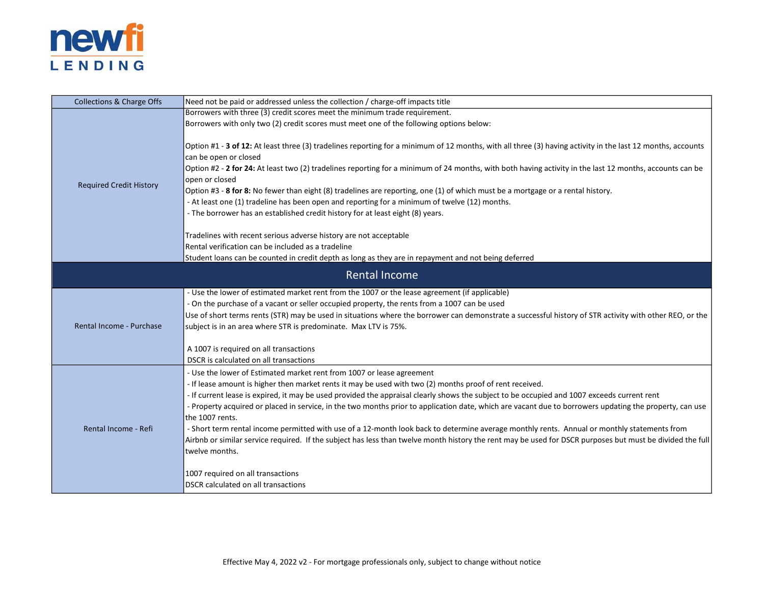| | |
|---|---|
| Collections & Charge Offs | Need not be paid or addressed unless the collection / charge-off impacts title |
| Required Credit History | Borrowers with three (3) credit scores meet the minimum trade requirement.<br>Borrowers with only two (2) credit scores must meet one of the following options below:<br><br>Option #1 - **3 of 12:** At least three (3) tradelines reporting for a minimum of 12 months, with all three (3) having activity in the last 12 months, accounts can be open or closed<br>Option #2 - **2 for 24:** At least two (2) tradelines reporting for a minimum of 24 months, with both having activity in the last 12 months, accounts can be open or closed<br>Option #3 - **8 for 8:** No fewer than eight (8) tradelines are reporting, one (1) of which must be a mortgage or a rental history.<br>- At least one (1) tradeline has been open and reporting for a minimum of twelve (12) months.<br>- The borrower has an established credit history for at least eight (8) years.<br><br>Tradelines with recent serious adverse history are not acceptable<br>Rental verification can be included as a tradeline<br>Student loans can be counted in credit depth as long as they are in repayment and not being deferred |
| **Rental Income** | |
| Rental Income - Purchase | - Use the lower of estimated market rent from the 1007 or the lease agreement (if applicable)<br>- On the purchase of a vacant or seller occupied property, the rents from a 1007 can be used<br>Use of short terms rents (STR) may be used in situations where the borrower can demonstrate a successful history of STR activity with other REO, or the subject is in an area where STR is predominate. Max LTV is 75%.<br><br>A 1007 is required on all transactions<br>DSCR is calculated on all transactions |
| Rental Income - Refi | - Use the lower of Estimated market rent from 1007 or lease agreement<br>- If lease amount is higher then market rents it may be used with two (2) months proof of rent received.<br>- If current lease is expired, it may be used provided the appraisal clearly shows the subject to be occupied and 1007 exceeds current rent<br>- Property acquired or placed in service, in the two months prior to application date, which are vacant due to borrowers updating the property, can use the 1007 rents.<br>- Short term rental income permitted with use of a 12-month look back to determine average monthly rents. Annual or monthly statements from Airbnb or similar service required. If the subject has less than twelve month history the rent may be used for DSCR purposes but must be divided the full twelve months.<br><br>1007 required on all transactions<br>DSCR calculated on all transactions |

Effective May 4, 2022 v2 - For mortgage professionals only, subject to change without notice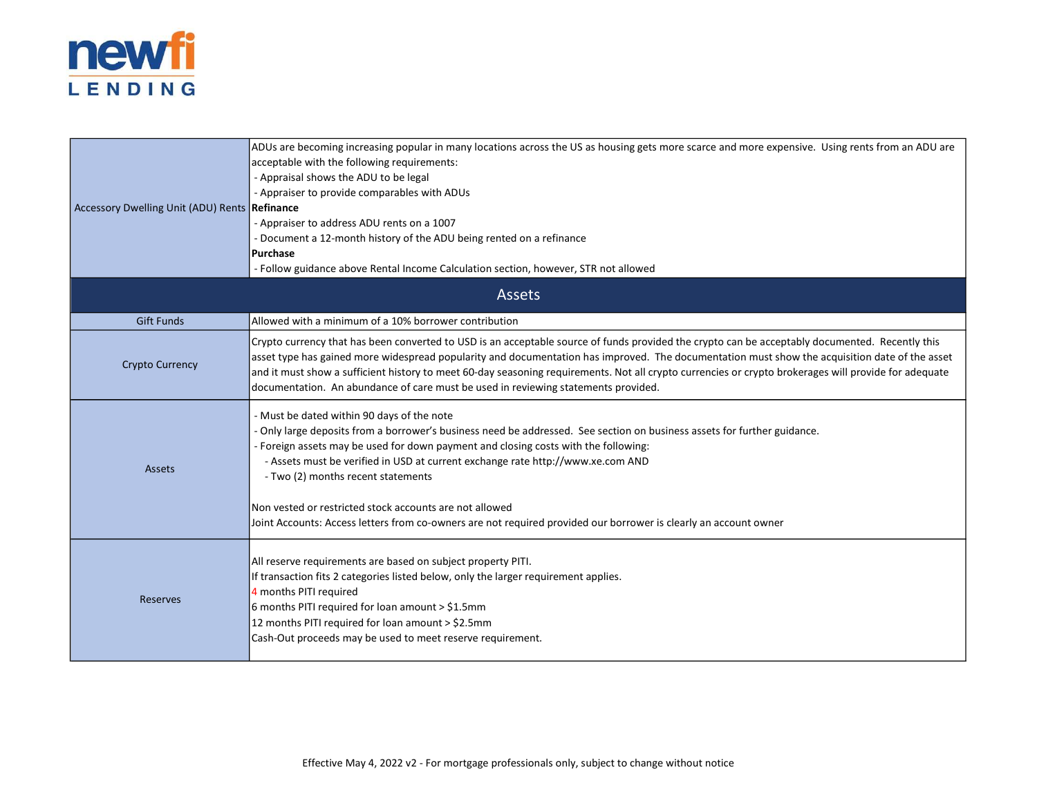| | |
|---|---|
| Accessory Dwelling Unit (ADU) Rents | ADUs are becoming increasing popular in many locations across the US as housing gets more scarce and more expensive. Using rents from an ADU are acceptable with the following requirements:<br>- Appraisal shows the ADU to be legal<br>- Appraiser to provide comparables with ADUs<br>**Refinance**<br>- Appraiser to address ADU rents on a 1007<br>- Document a 12-month history of the ADU being rented on a refinance<br>**Purchase**<br>- Follow guidance above Rental Income Calculation section, however, STR not allowed |

## Assets

| | |
|---|---|
| Gift Funds | Allowed with a minimum of a 10% borrower contribution |
| Crypto Currency | Crypto currency that has been converted to USD is an acceptable source of funds provided the crypto can be acceptably documented. Recently this asset type has gained more widespread popularity and documentation has improved. The documentation must show the acquisition date of the asset and it must show a sufficient history to meet 60-day seasoning requirements. Not all crypto currencies or crypto brokerages will provide for adequate documentation. An abundance of care must be used in reviewing statements provided. |
| Assets | - Must be dated within 90 days of the note<br>- Only large deposits from a borrower's business need be addressed. See section on business assets for further guidance.<br>- Foreign assets may be used for down payment and closing costs with the following:<br>&nbsp;&nbsp;- Assets must be verified in USD at current exchange rate http://www.xe.com AND<br>&nbsp;&nbsp;- Two (2) months recent statements<br><br>Non vested or restricted stock accounts are not allowed<br>Joint Accounts: Access letters from co-owners are not required provided our borrower is clearly an account owner |
| Reserves | All reserve requirements are based on subject property PITI.<br>If transaction fits 2 categories listed below, only the larger requirement applies.<br>4 months PITI required<br>6 months PITI required for loan amount > $1.5mm<br>12 months PITI required for loan amount > $2.5mm<br>Cash-Out proceeds may be used to meet reserve requirement. |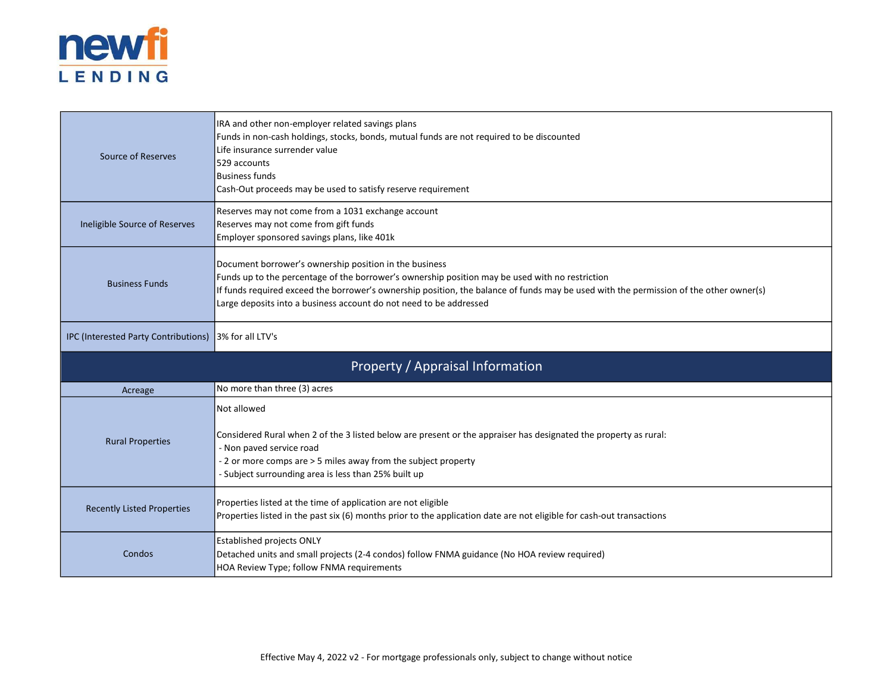| | |
|---|---|
| Source of Reserves | IRA and other non-employer related savings plans<br>Funds in non-cash holdings, stocks, bonds, mutual funds are not required to be discounted<br>Life insurance surrender value<br>529 accounts<br>Business funds<br>Cash-Out proceeds may be used to satisfy reserve requirement |
| Ineligible Source of Reserves | Reserves may not come from a 1031 exchange account<br>Reserves may not come from gift funds<br>Employer sponsored savings plans, like 401k |
| Business Funds | Document borrower's ownership position in the business<br>Funds up to the percentage of the borrower's ownership position may be used with no restriction<br>If funds required exceed the borrower's ownership position, the balance of funds may be used with the permission of the other owner(s)<br>Large deposits into a business account do not need to be addressed |
| IPC (Interested Party Contributions) | 3% for all LTV's |
| **Property / Appraisal Information** | |
| Acreage | No more than three (3) acres |
| Rural Properties | Not allowed<br><br>Considered Rural when 2 of the 3 listed below are present or the appraiser has designated the property as rural:<br>- Non paved service road<br>- 2 or more comps are > 5 miles away from the subject property<br>- Subject surrounding area is less than 25% built up |
| Recently Listed Properties | Properties listed at the time of application are not eligible<br>Properties listed in the past six (6) months prior to the application date are not eligible for cash-out transactions |
| Condos | Established projects ONLY<br>Detached units and small projects (2-4 condos) follow FNMA guidance (No HOA review required)<br>HOA Review Type; follow FNMA requirements |

Effective May 4, 2022 v2 - For mortgage professionals only, subject to change without notice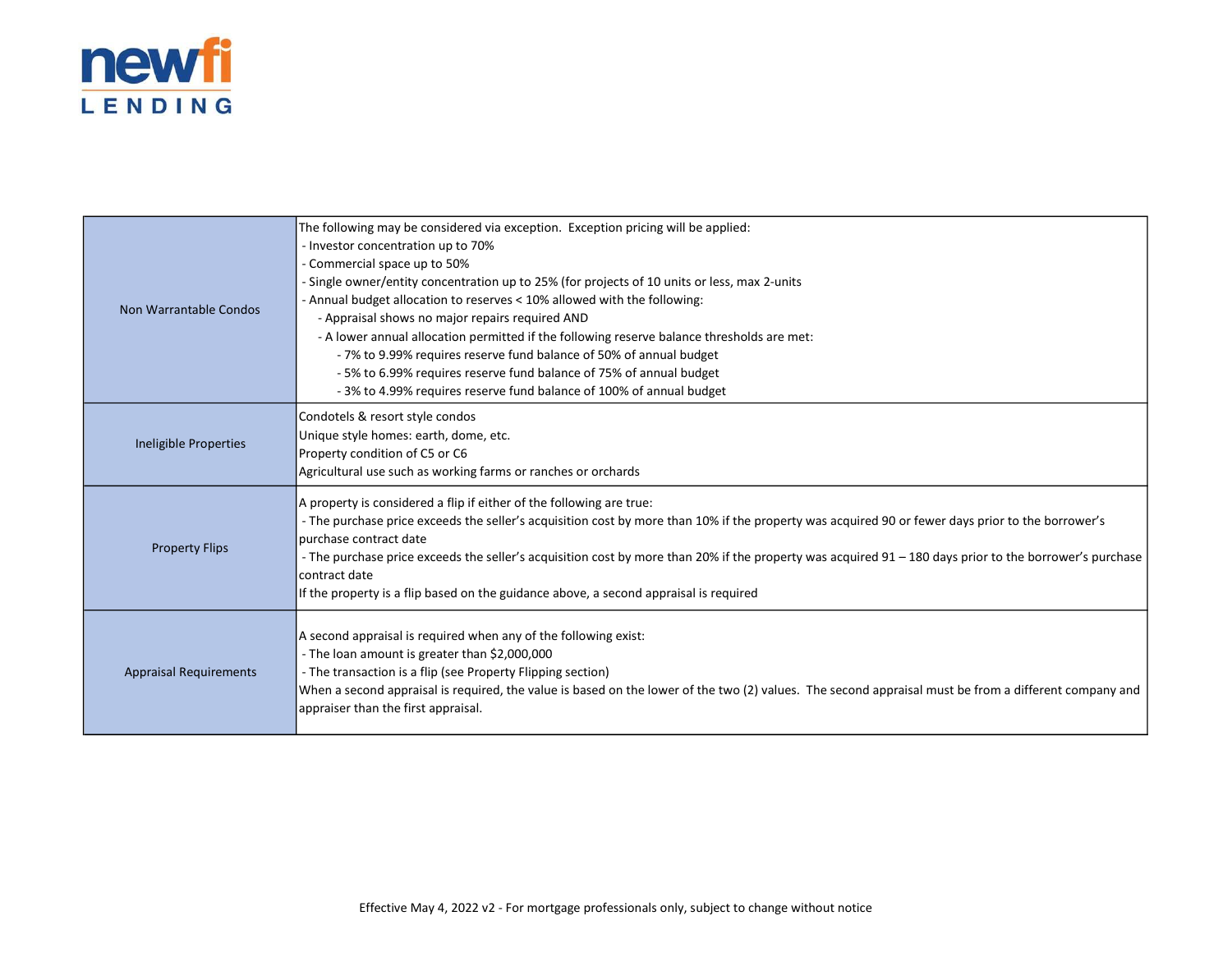| | |
|---|---|
| Non Warrantable Condos | The following may be considered via exception. Exception pricing will be applied:<br>- Investor concentration up to 70%<br>- Commercial space up to 50%<br>- Single owner/entity concentration up to 25% (for projects of 10 units or less, max 2-units<br>- Annual budget allocation to reserves < 10% allowed with the following:<br>&nbsp;&nbsp;&nbsp;&nbsp;- Appraisal shows no major repairs required AND<br>&nbsp;&nbsp;&nbsp;&nbsp;- A lower annual allocation permitted if the following reserve balance thresholds are met:<br>&nbsp;&nbsp;&nbsp;&nbsp;&nbsp;&nbsp;&nbsp;&nbsp;- 7% to 9.99% requires reserve fund balance of 50% of annual budget<br>&nbsp;&nbsp;&nbsp;&nbsp;&nbsp;&nbsp;&nbsp;&nbsp;- 5% to 6.99% requires reserve fund balance of 75% of annual budget<br>&nbsp;&nbsp;&nbsp;&nbsp;&nbsp;&nbsp;&nbsp;&nbsp;- 3% to 4.99% requires reserve fund balance of 100% of annual budget |
| Ineligible Properties | Condotels & resort style condos<br>Unique style homes: earth, dome, etc.<br>Property condition of C5 or C6<br>Agricultural use such as working farms or ranches or orchards |
| Property Flips | A property is considered a flip if either of the following are true:<br>- The purchase price exceeds the seller's acquisition cost by more than 10% if the property was acquired 90 or fewer days prior to the borrower's purchase contract date<br>- The purchase price exceeds the seller's acquisition cost by more than 20% if the property was acquired 91 – 180 days prior to the borrower's purchase contract date<br>If the property is a flip based on the guidance above, a second appraisal is required |
| Appraisal Requirements | A second appraisal is required when any of the following exist:<br>- The loan amount is greater than $2,000,000<br>- The transaction is a flip (see Property Flipping section)<br>When a second appraisal is required, the value is based on the lower of the two (2) values. The second appraisal must be from a different company and appraiser than the first appraisal. |

Effective May 4, 2022 v2 - For mortgage professionals only, subject to change without notice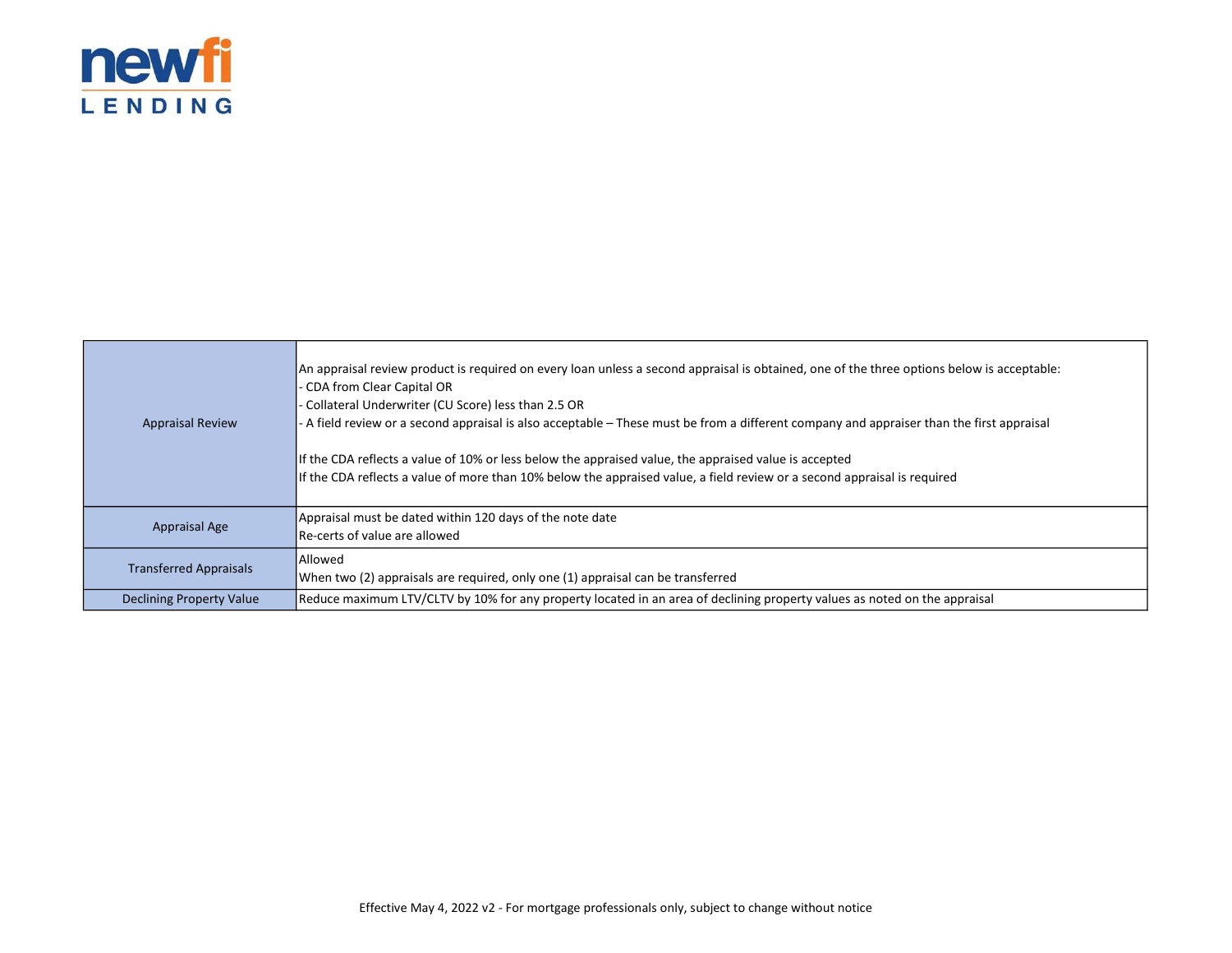| | |
|---|---|
| Appraisal Review | An appraisal review product is required on every loan unless a second appraisal is obtained, one of the three options below is acceptable:<br>- CDA from Clear Capital OR<br>- Collateral Underwriter (CU Score) less than 2.5 OR<br>- A field review or a second appraisal is also acceptable – These must be from a different company and appraiser than the first appraisal<br><br>If the CDA reflects a value of 10% or less below the appraised value, the appraised value is accepted<br>If the CDA reflects a value of more than 10% below the appraised value, a field review or a second appraisal is required |
| Appraisal Age | Appraisal must be dated within 120 days of the note date<br>Re-certs of value are allowed |
| Transferred Appraisals | Allowed<br>When two (2) appraisals are required, only one (1) appraisal can be transferred |
| Declining Property Value | Reduce maximum LTV/CLTV by 10% for any property located in an area of declining property values as noted on the appraisal |

Effective May 4, 2022 v2 - For mortgage professionals only, subject to change without notice